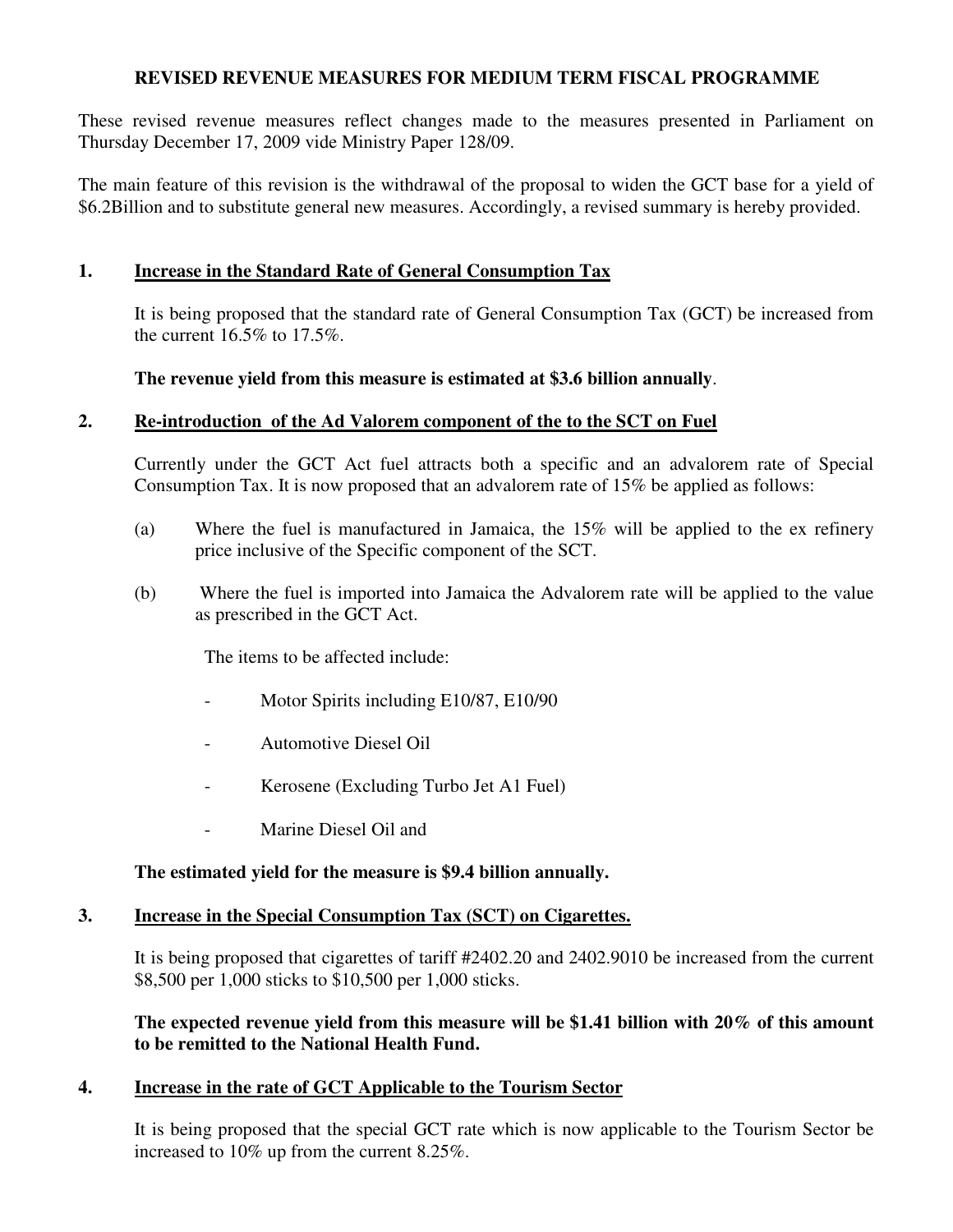# REVISED REVENUE MEASURES FOR MEDIUM TERM FISCAL PROGRAMME

These revised revenue measures reflect changes made to the measures presented in Parliament on Thursday December 17, 2009 vide Ministry Paper 128/09.

The main feature of this revision is the withdrawal of the proposal to widen the GCT base for a yield of $6.2Billion and to substitute general new measures. Accordingly, a revised summary is hereby provided.

## 1. Increase in the Standard Rate of General Consumption Tax

It is being proposed that the standard rate of General Consumption Tax (GCT) be increased from the current 16.5% to 17.5%.

**The revenue yield from this measure is estimated at $3.6 billion annually**.

## 2. Re-introduction of the Ad Valorem component of the to the SCT on Fuel

Currently under the GCT Act fuel attracts both a specific and an advalorem rate of Special Consumption Tax. It is now proposed that an advalorem rate of 15% be applied as follows:

(a) Where the fuel is manufactured in Jamaica, the 15% will be applied to the ex refinery price inclusive of the Specific component of the SCT.

(b) Where the fuel is imported into Jamaica the Advalorem rate will be applied to the value as prescribed in the GCT Act.

The items to be affected include:

- Motor Spirits including E10/87, E10/90
- Automotive Diesel Oil
- Kerosene (Excluding Turbo Jet A1 Fuel)
- Marine Diesel Oil and

**The estimated yield for the measure is $9.4 billion annually.**

## 3. Increase in the Special Consumption Tax (SCT) on Cigarettes.

It is being proposed that cigarettes of tariff #2402.20 and 2402.9010 be increased from the current $8,500 per 1,000 sticks to $10,500 per 1,000 sticks.

**The expected revenue yield from this measure will be $1.41 billion with 20% of this amount to be remitted to the National Health Fund.**

## 4. Increase in the rate of GCT Applicable to the Tourism Sector

It is being proposed that the special GCT rate which is now applicable to the Tourism Sector be increased to 10% up from the current 8.25%.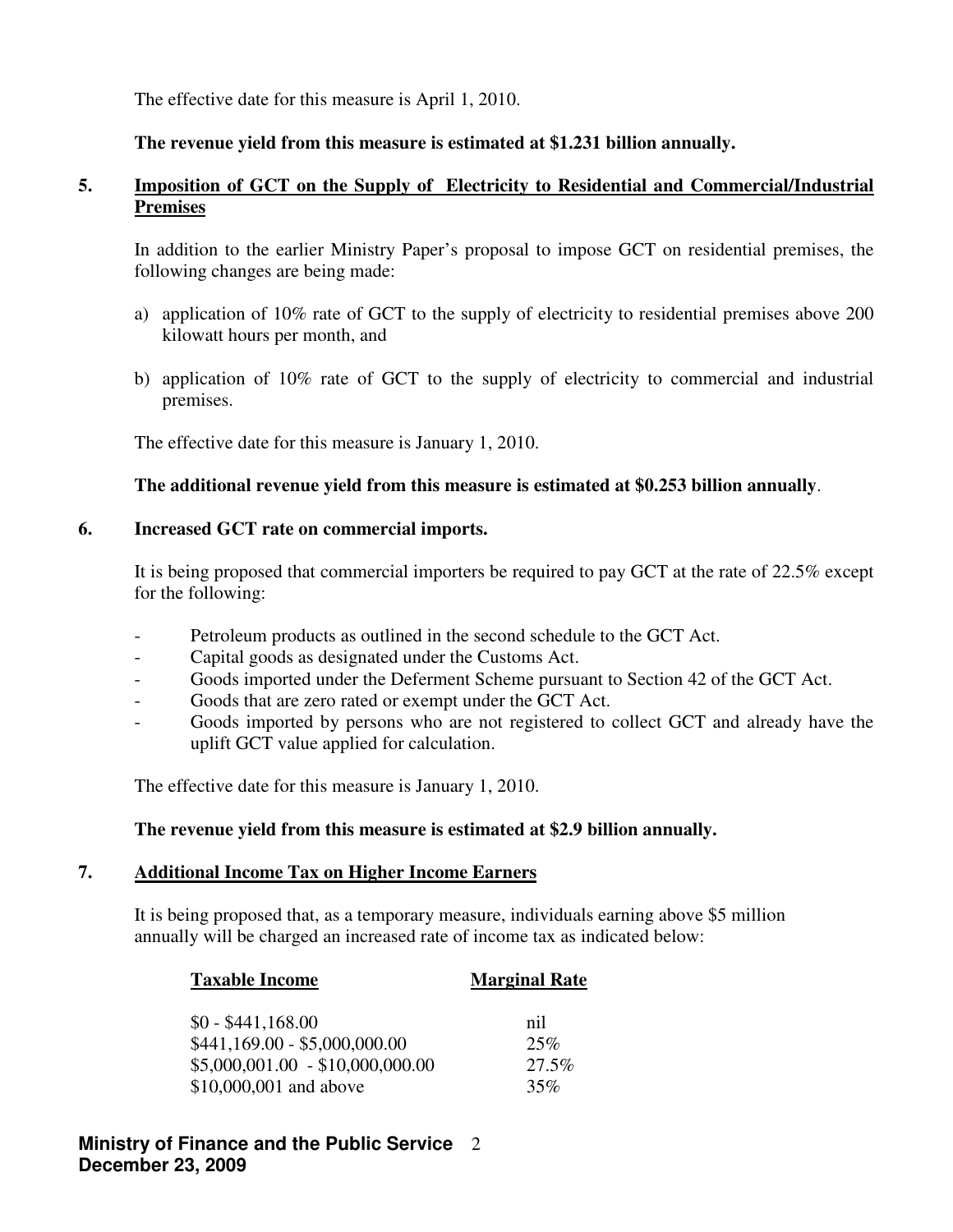The effective date for this measure is April 1, 2010.

**The revenue yield from this measure is estimated at $1.231 billion annually.**

## 5. Imposition of GCT on the Supply of Electricity to Residential and Commercial/Industrial Premises

In addition to the earlier Ministry Paper's proposal to impose GCT on residential premises, the following changes are being made:

a) application of 10% rate of GCT to the supply of electricity to residential premises above 200 kilowatt hours per month, and

b) application of 10% rate of GCT to the supply of electricity to commercial and industrial premises.

The effective date for this measure is January 1, 2010.

**The additional revenue yield from this measure is estimated at $0.253 billion annually**.

## 6. Increased GCT rate on commercial imports.

It is being proposed that commercial importers be required to pay GCT at the rate of 22.5% except for the following:

- Petroleum products as outlined in the second schedule to the GCT Act.
- Capital goods as designated under the Customs Act.
- Goods imported under the Deferment Scheme pursuant to Section 42 of the GCT Act.
- Goods that are zero rated or exempt under the GCT Act.
- Goods imported by persons who are not registered to collect GCT and already have the uplift GCT value applied for calculation.

The effective date for this measure is January 1, 2010.

**The revenue yield from this measure is estimated at $2.9 billion annually.**

## 7. Additional Income Tax on Higher Income Earners

It is being proposed that, as a temporary measure, individuals earning above $5 million annually will be charged an increased rate of income tax as indicated below:

| Taxable Income | Marginal Rate |
|---|---|
| $0 - $441,168.00 | nil |
| $441,169.00 - $5,000,000.00 | 25% |
| $5,000,001.00 - $10,000,000.00 | 27.5% |
| $10,000,001 and above | 35% |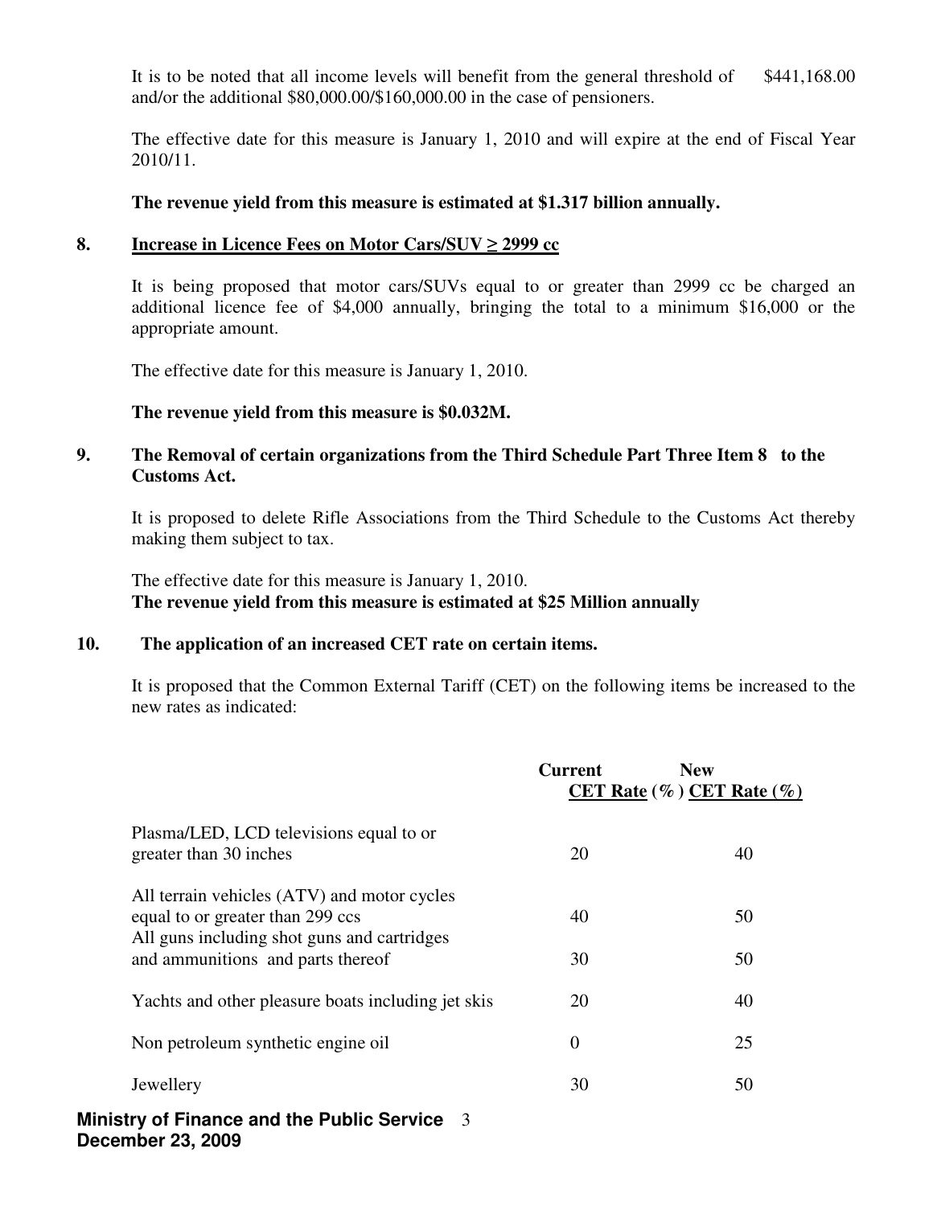It is to be noted that all income levels will benefit from the general threshold of $441,168.00 and/or the additional $80,000.00/$160,000.00 in the case of pensioners.

The effective date for this measure is January 1, 2010 and will expire at the end of Fiscal Year 2010/11.

**The revenue yield from this measure is estimated at $1.317 billion annually.**

## 8. Increase in Licence Fees on Motor Cars/SUV ≥ 2999 cc

It is being proposed that motor cars/SUVs equal to or greater than 2999 cc be charged an additional licence fee of $4,000 annually, bringing the total to a minimum $16,000 or the appropriate amount.

The effective date for this measure is January 1, 2010.

**The revenue yield from this measure is $0.032M.**

## 9. The Removal of certain organizations from the Third Schedule Part Three Item 8 to the Customs Act.

It is proposed to delete Rifle Associations from the Third Schedule to the Customs Act thereby making them subject to tax.

The effective date for this measure is January 1, 2010.
**The revenue yield from this measure is estimated at $25 Million annually**

## 10. The application of an increased CET rate on certain items.

It is proposed that the Common External Tariff (CET) on the following items be increased to the new rates as indicated:

| | Current CET Rate (%) | New CET Rate (%) |
|---|---|---|
| Plasma/LED, LCD televisions equal to or greater than 30 inches | 20 | 40 |
| All terrain vehicles (ATV) and motor cycles equal to or greater than 299 ccs | 40 | 50 |
| All guns including shot guns and cartridges and ammunitions and parts thereof | 30 | 50 |
| Yachts and other pleasure boats including jet skis | 20 | 40 |
| Non petroleum synthetic engine oil | 0 | 25 |
| Jewellery | 30 | 50 |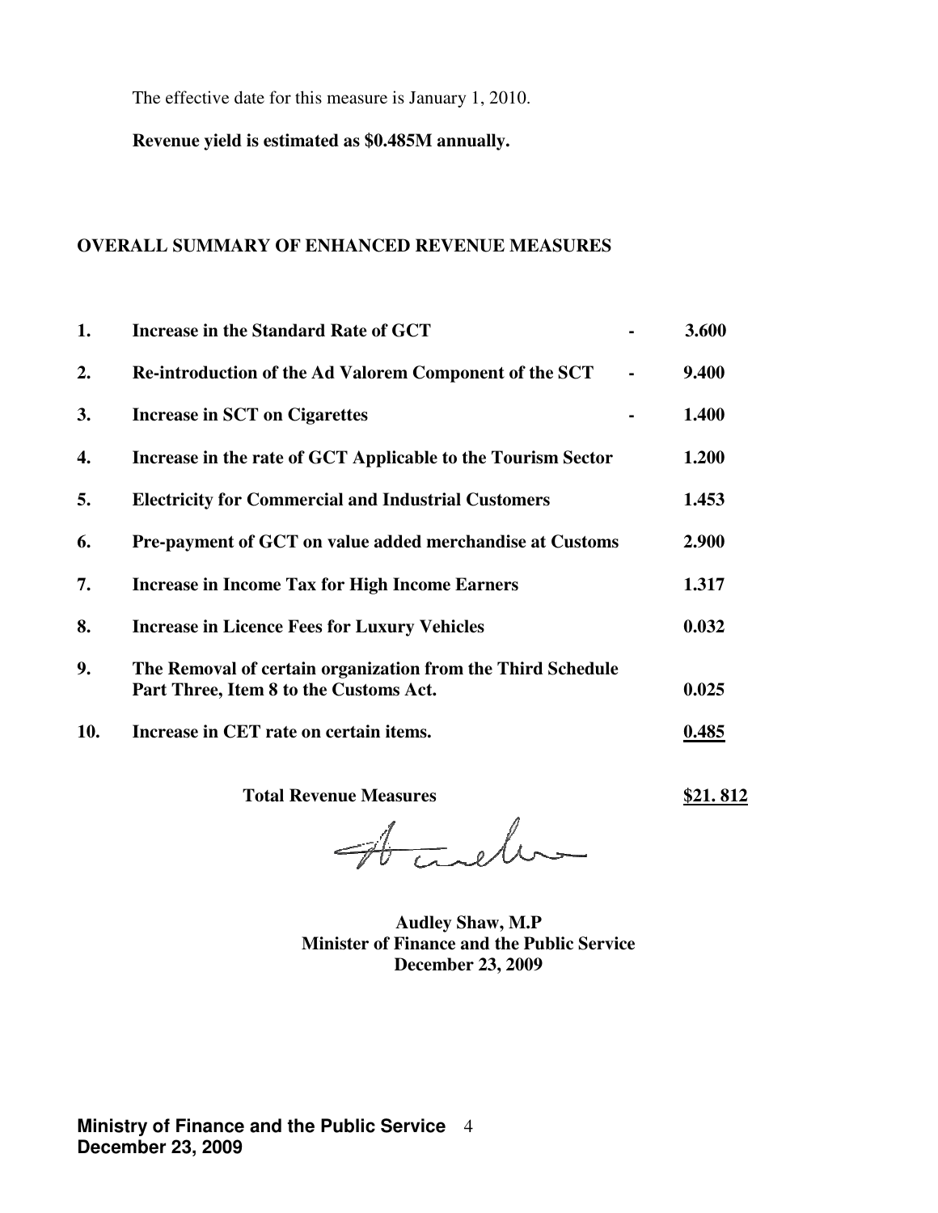The effective date for this measure is January 1, 2010.

**Revenue yield is estimated as $0.485M annually.**

**OVERALL SUMMARY OF ENHANCED REVENUE MEASURES**

| | | | |
|---|---|---|---|
| **1.** | **Increase in the Standard Rate of GCT** | **-** | **3.600** |
| **2.** | **Re-introduction of the Ad Valorem Component of the SCT** | **-** | **9.400** |
| **3.** | **Increase in SCT on Cigarettes** | **-** | **1.400** |
| **4.** | **Increase in the rate of GCT Applicable to the Tourism Sector** | | **1.200** |
| **5.** | **Electricity for Commercial and Industrial Customers** | | **1.453** |
| **6.** | **Pre-payment of GCT on value added merchandise at Customs** | | **2.900** |
| **7.** | **Increase in Income Tax for High Income Earners** | | **1.317** |
| **8.** | **Increase in Licence Fees for Luxury Vehicles** | | **0.032** |
| **9.** | **The Removal of certain organization from the Third Schedule Part Three, Item 8 to the Customs Act.** | | **0.025** |
| **10.** | **Increase in CET rate on certain items.** | | **0.485** |
| | **Total Revenue Measures** | | **$21. 812** |

**Audley Shaw, M.P**
**Minister of Finance and the Public Service**
**December 23, 2009**